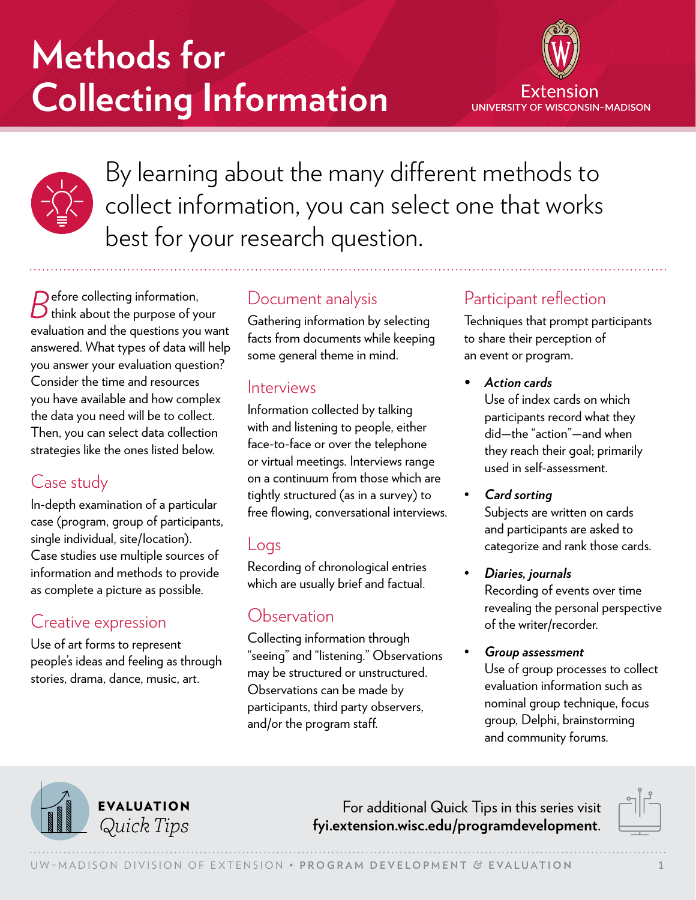# Methods for Collecting Information

Extension
UNIVERSITY OF WISCONSIN–MADISON

By learning about the many different methods to collect information, you can select one that works best for your research question.

Before collecting information, think about the purpose of your evaluation and the questions you want answered. What types of data will help you answer your evaluation question? Consider the time and resources you have available and how complex the data you need will be to collect. Then, you can select data collection strategies like the ones listed below.

## Case study

In-depth examination of a particular case (program, group of participants, single individual, site/location). Case studies use multiple sources of information and methods to provide as complete a picture as possible.

## Creative expression

Use of art forms to represent people's ideas and feeling as through stories, drama, dance, music, art.

## Document analysis

Gathering information by selecting facts from documents while keeping some general theme in mind.

## Interviews

Information collected by talking with and listening to people, either face-to-face or over the telephone or virtual meetings. Interviews range on a continuum from those which are tightly structured (as in a survey) to free flowing, conversational interviews.

## Logs

Recording of chronological entries which are usually brief and factual.

## Observation

Collecting information through "seeing" and "listening." Observations may be structured or unstructured. Observations can be made by participants, third party observers, and/or the program staff.

## Participant reflection

Techniques that prompt participants to share their perception of an event or program.

- ***Action cards***
  Use of index cards on which participants record what they did—the "action"—and when they reach their goal; primarily used in self-assessment.
- ***Card sorting***
  Subjects are written on cards and participants are asked to categorize and rank those cards.
- ***Diaries, journals***
  Recording of events over time revealing the personal perspective of the writer/recorder.
- ***Group assessment***
  Use of group processes to collect evaluation information such as nominal group technique, focus group, Delphi, brainstorming and community forums.

**EVALUATION** *Quick Tips*

For additional Quick Tips in this series visit **fyi.extension.wisc.edu/programdevelopment**.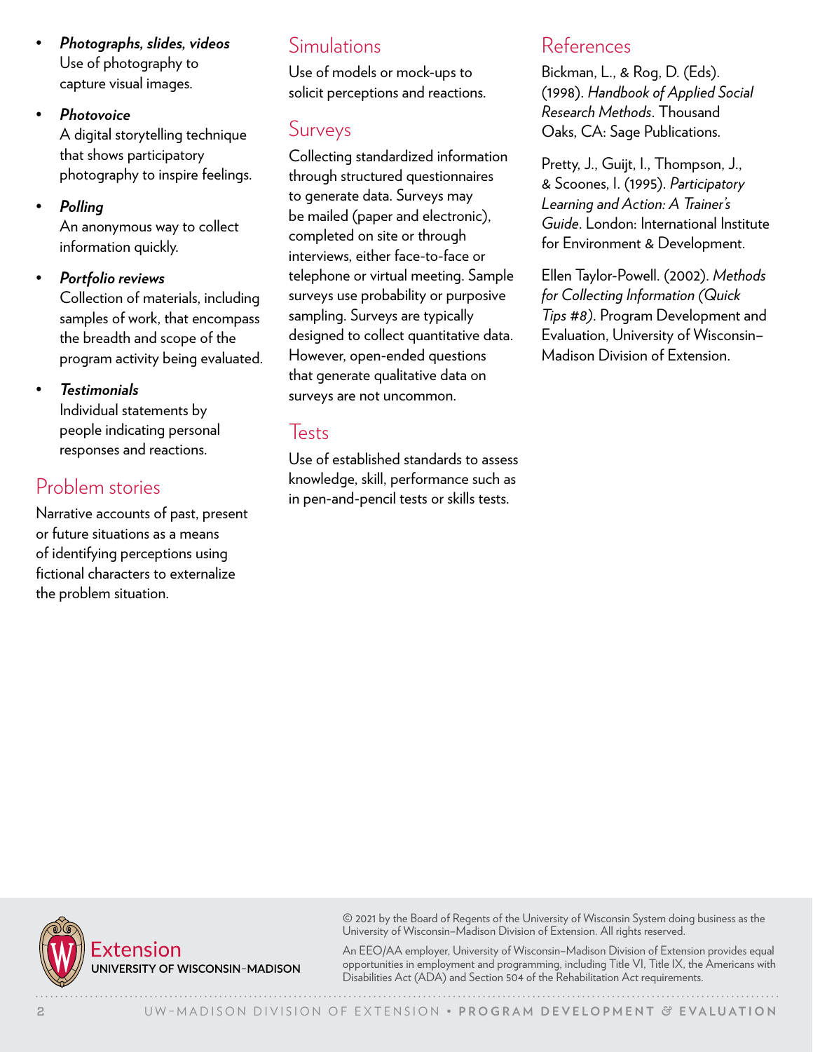- ***Photographs, slides, videos***
  Use of photography to capture visual images.

- ***Photovoice***
  A digital storytelling technique that shows participatory photography to inspire feelings.

- ***Polling***
  An anonymous way to collect information quickly.

- ***Portfolio reviews***
  Collection of materials, including samples of work, that encompass the breadth and scope of the program activity being evaluated.

- ***Testimonials***
  Individual statements by people indicating personal responses and reactions.

## Problem stories

Narrative accounts of past, present or future situations as a means of identifying perceptions using fictional characters to externalize the problem situation.

## Simulations

Use of models or mock-ups to solicit perceptions and reactions.

## Surveys

Collecting standardized information through structured questionnaires to generate data. Surveys may be mailed (paper and electronic), completed on site or through interviews, either face-to-face or telephone or virtual meeting. Sample surveys use probability or purposive sampling. Surveys are typically designed to collect quantitative data. However, open-ended questions that generate qualitative data on surveys are not uncommon.

## Tests

Use of established standards to assess knowledge, skill, performance such as in pen-and-pencil tests or skills tests.

## References

Bickman, L., & Rog, D. (Eds). (1998). *Handbook of Applied Social Research Methods*. Thousand Oaks, CA: Sage Publications.

Pretty, J., Guijt, I., Thompson, J., & Scoones, I. (1995). *Participatory Learning and Action: A Trainer's Guide*. London: International Institute for Environment & Development.

Ellen Taylor-Powell. (2002). *Methods for Collecting Information (Quick Tips #8)*. Program Development and Evaluation, University of Wisconsin–Madison Division of Extension.

Extension
UNIVERSITY OF WISCONSIN–MADISON

© 2021 by the Board of Regents of the University of Wisconsin System doing business as the University of Wisconsin–Madison Division of Extension. All rights reserved.

An EEO/AA employer, University of Wisconsin–Madison Division of Extension provides equal opportunities in employment and programming, including Title VI, Title IX, the Americans with Disabilities Act (ADA) and Section 504 of the Rehabilitation Act requirements.